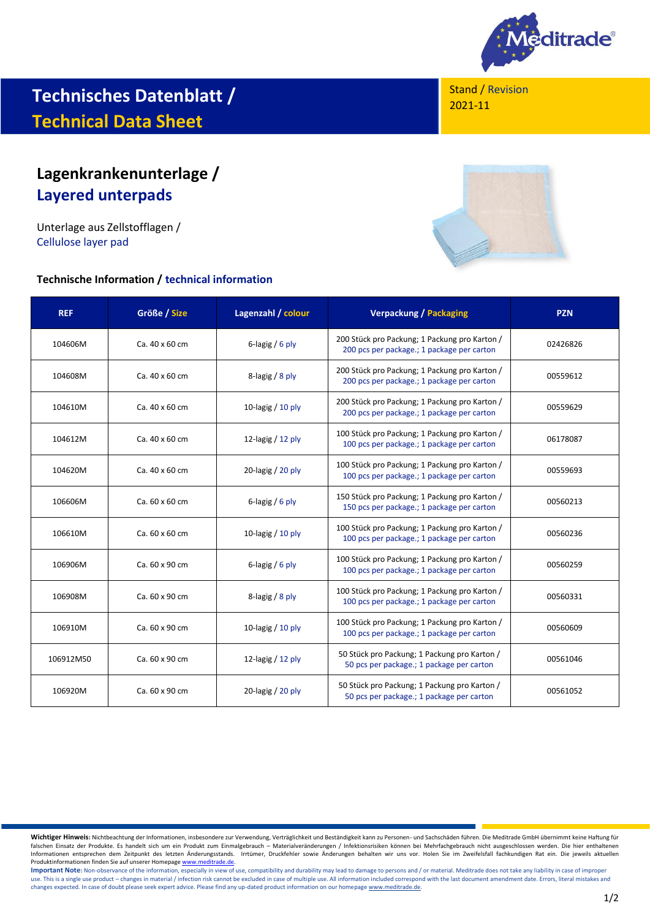# Technisches Datenblatt / Technical Data Sheet

Stand / Revision
2021-11

## Lagenkrankenunterlage / Layered underpads

Unterlage aus Zellstofflagen /
Cellulose layer pad

### Technische Information / technical information

| REF | Größe / Size | Lagenzahl / colour | Verpackung / Packaging | PZN |
|---|---|---|---|---|
| 104606M | Ca. 40 x 60 cm | 6-lagig / 6 ply | 200 Stück pro Packung; 1 Packung pro Karton / 200 pcs per package.; 1 package per carton | 02426826 |
| 104608M | Ca. 40 x 60 cm | 8-lagig / 8 ply | 200 Stück pro Packung; 1 Packung pro Karton / 200 pcs per package.; 1 package per carton | 00559612 |
| 104610M | Ca. 40 x 60 cm | 10-lagig / 10 ply | 200 Stück pro Packung; 1 Packung pro Karton / 200 pcs per package.; 1 package per carton | 00559629 |
| 104612M | Ca. 40 x 60 cm | 12-lagig / 12 ply | 100 Stück pro Packung; 1 Packung pro Karton / 100 pcs per package.; 1 package per carton | 06178087 |
| 104620M | Ca. 40 x 60 cm | 20-lagig / 20 ply | 100 Stück pro Packung; 1 Packung pro Karton / 100 pcs per package.; 1 package per carton | 00559693 |
| 106606M | Ca. 60 x 60 cm | 6-lagig / 6 ply | 150 Stück pro Packung; 1 Packung pro Karton / 150 pcs per package.; 1 package per carton | 00560213 |
| 106610M | Ca. 60 x 60 cm | 10-lagig / 10 ply | 100 Stück pro Packung; 1 Packung pro Karton / 100 pcs per package.; 1 package per carton | 00560236 |
| 106906M | Ca. 60 x 90 cm | 6-lagig / 6 ply | 100 Stück pro Packung; 1 Packung pro Karton / 100 pcs per package.; 1 package per carton | 00560259 |
| 106908M | Ca. 60 x 90 cm | 8-lagig / 8 ply | 100 Stück pro Packung; 1 Packung pro Karton / 100 pcs per package.; 1 package per carton | 00560331 |
| 106910M | Ca. 60 x 90 cm | 10-lagig / 10 ply | 100 Stück pro Packung; 1 Packung pro Karton / 100 pcs per package.; 1 package per carton | 00560609 |
| 106912M50 | Ca. 60 x 90 cm | 12-lagig / 12 ply | 50 Stück pro Packung; 1 Packung pro Karton / 50 pcs per package.; 1 package per carton | 00561046 |
| 106920M | Ca. 60 x 90 cm | 20-lagig / 20 ply | 50 Stück pro Packung; 1 Packung pro Karton / 50 pcs per package.; 1 package per carton | 00561052 |

**Wichtiger Hinweis:** Nichtbeachtung der Informationen, insbesondere zur Verwendung, Verträglichkeit und Beständigkeit kann zu Personen- und Sachschäden führen. Die Meditrade GmbH übernimmt keine Haftung für falschen Einsatz der Produkte. Es handelt sich um ein Produkt zum Einmalgebrauch – Materialveränderungen / Infektionsrisiken können bei Mehrfachgebrauch nicht ausgeschlossen werden. Die hier enthaltenen Informationen entsprechen dem Zeitpunkt des letzten Änderungsstands. Irrtümer, Druckfehler sowie Änderungen behalten wir uns vor. Holen Sie im Zweifelsfall fachkundigen Rat ein. Die jeweils aktuellen Produktinformationen finden Sie auf unserer Homepage www.meditrade.de.

**Important Note:** Non-observance of the information, especially in view of use, compatibility and durability may lead to damage to persons and / or material. Meditrade does not take any liability in case of improper use. This is a single use product – changes in material / infection risk cannot be excluded in case of multiple use. All information included correspond with the last document amendment date. Errors, literal mistakes and changes expected. In case of doubt please seek expert advice. Please find any up-dated product information on our homepage www.meditrade.de.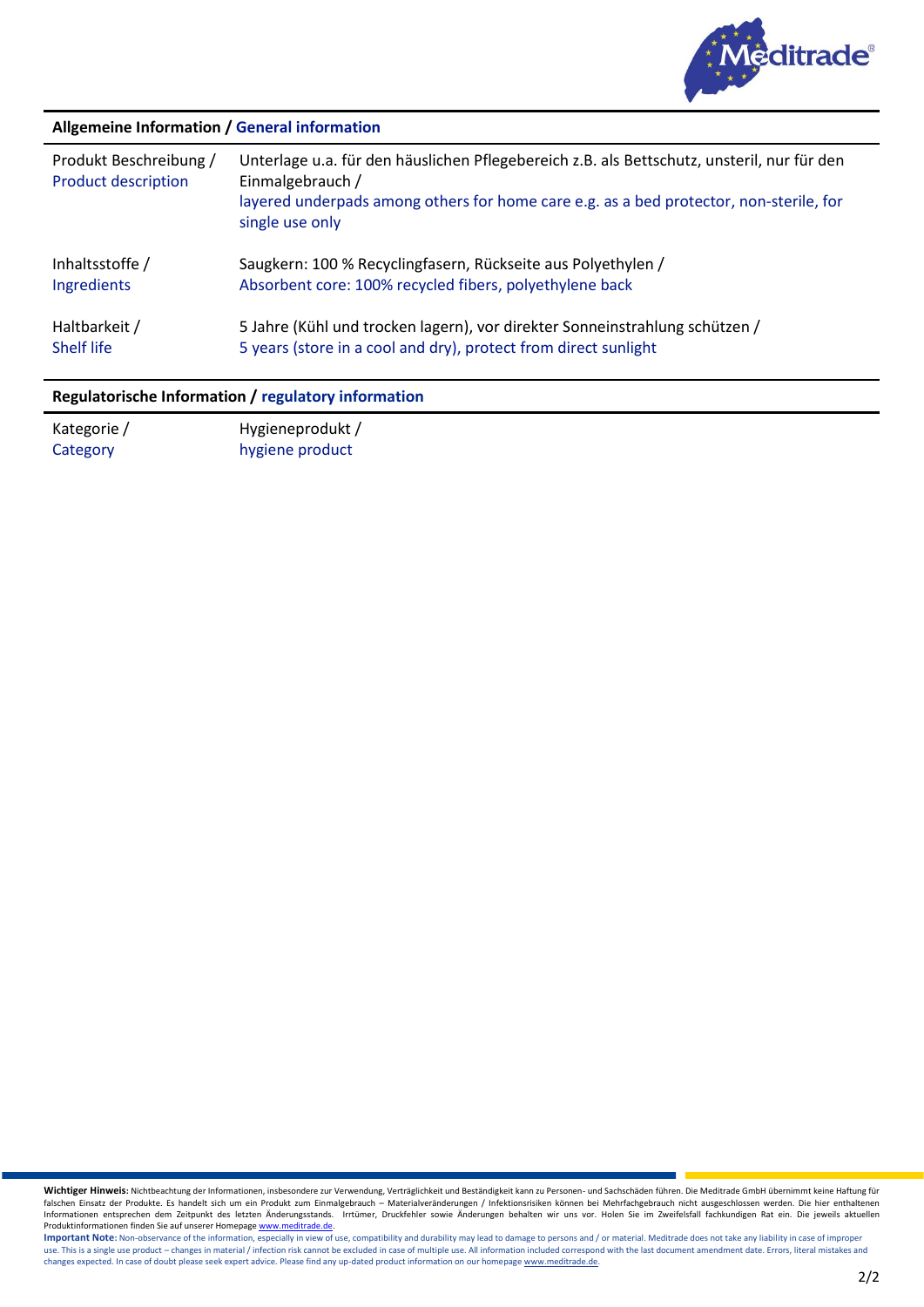## Allgemeine Information / General information

| | |
|---|---|
| Produkt Beschreibung / Product description | Unterlage u.a. für den häuslichen Pflegebereich z.B. als Bettschutz, unsteril, nur für den Einmalgebrauch / layered underpads among others for home care e.g. as a bed protector, non-sterile, for single use only |
| Inhaltsstoffe / Ingredients | Saugkern: 100 % Recyclingfasern, Rückseite aus Polyethylen / Absorbent core: 100% recycled fibers, polyethylene back |
| Haltbarkeit / Shelf life | 5 Jahre (Kühl und trocken lagern), vor direkter Sonneinstrahlung schützen / 5 years (store in a cool and dry), protect from direct sunlight |

## Regulatorische Information / regulatory information

| | |
|---|---|
| Kategorie / Category | Hygieneprodukt / hygiene product |

**Wichtiger Hinweis:** Nichtbeachtung der Informationen, insbesondere zur Verwendung, Verträglichkeit und Beständigkeit kann zu Personen- und Sachschäden führen. Die Meditrade GmbH übernimmt keine Haftung für falschen Einsatz der Produkte. Es handelt sich um ein Produkt zum Einmalgebrauch – Materialveränderungen / Infektionsrisiken können bei Mehrfachgebrauch nicht ausgeschlossen werden. Die hier enthaltenen Informationen entsprechen dem Zeitpunkt des letzten Änderungsstands. Irrtümer, Druckfehler sowie Änderungen behalten wir uns vor. Holen Sie im Zweifelsfall fachkundigen Rat ein. Die jeweils aktuellen Produktinformationen finden Sie auf unserer Homepage www.meditrade.de.

**Important Note:** Non-observance of the information, especially in view of use, compatibility and durability may lead to damage to persons and / or material. Meditrade does not take any liability in case of improper use. This is a single use product – changes in material / infection risk cannot be excluded in case of multiple use. All information included correspond with the last document amendment date. Errors, literal mistakes and changes expected. In case of doubt please seek expert advice. Please find any up-dated product information on our homepage www.meditrade.de.